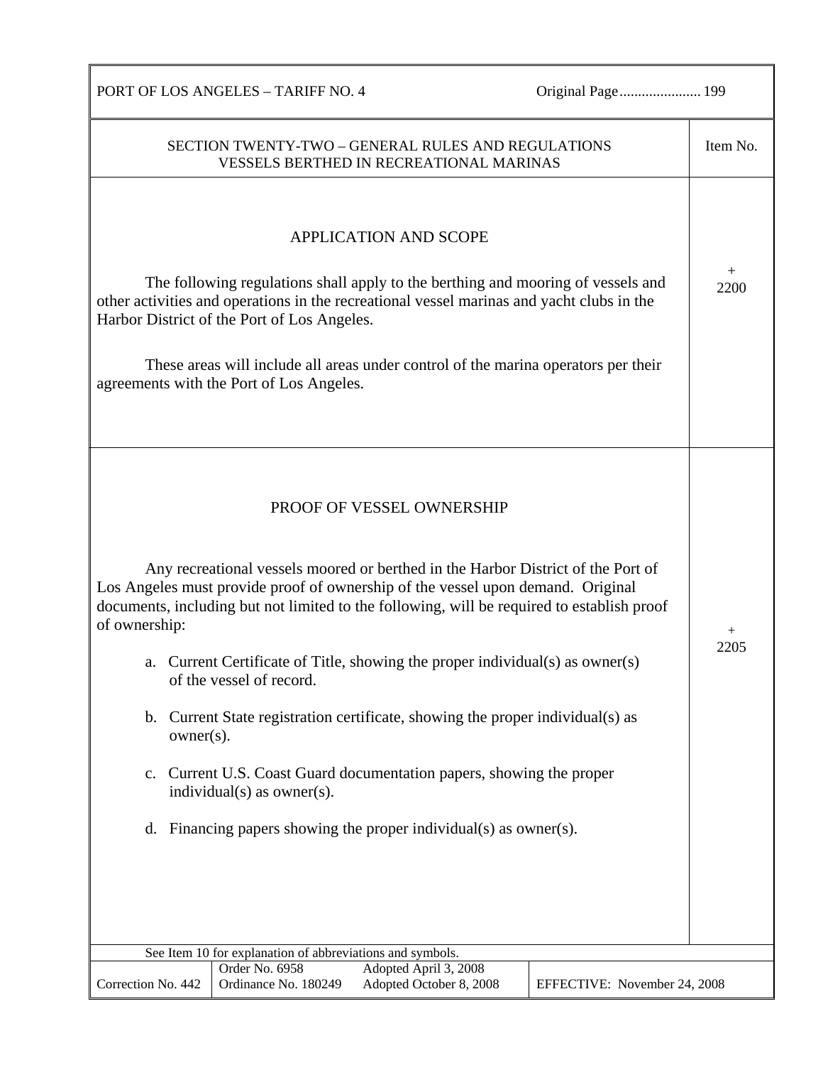SECTION TWENTY-TWO – GENERAL RULES AND REGULATIONS
VESSELS BERTHED IN RECREATIONAL MARINAS

Item No.

## APPLICATION AND SCOPE

Item No. + 2200

The following regulations shall apply to the berthing and mooring of vessels and other activities and operations in the recreational vessel marinas and yacht clubs in the Harbor District of the Port of Los Angeles.

These areas will include all areas under control of the marina operators per their agreements with the Port of Los Angeles.

## PROOF OF VESSEL OWNERSHIP

Item No. + 2205

Any recreational vessels moored or berthed in the Harbor District of the Port of Los Angeles must provide proof of ownership of the vessel upon demand. Original documents, including but not limited to the following, will be required to establish proof of ownership:

a. Current Certificate of Title, showing the proper individual(s) as owner(s) of the vessel of record.

b. Current State registration certificate, showing the proper individual(s) as owner(s).

c. Current U.S. Coast Guard documentation papers, showing the proper individual(s) as owner(s).

d. Financing papers showing the proper individual(s) as owner(s).

See Item 10 for explanation of abbreviations and symbols.

| Correction No. 442 | Order No. 6958<br>Ordinance No. 180249 | Adopted April 3, 2008<br>Adopted October 8, 2008 | EFFECTIVE: November 24, 2008 |
|---|---|---|---|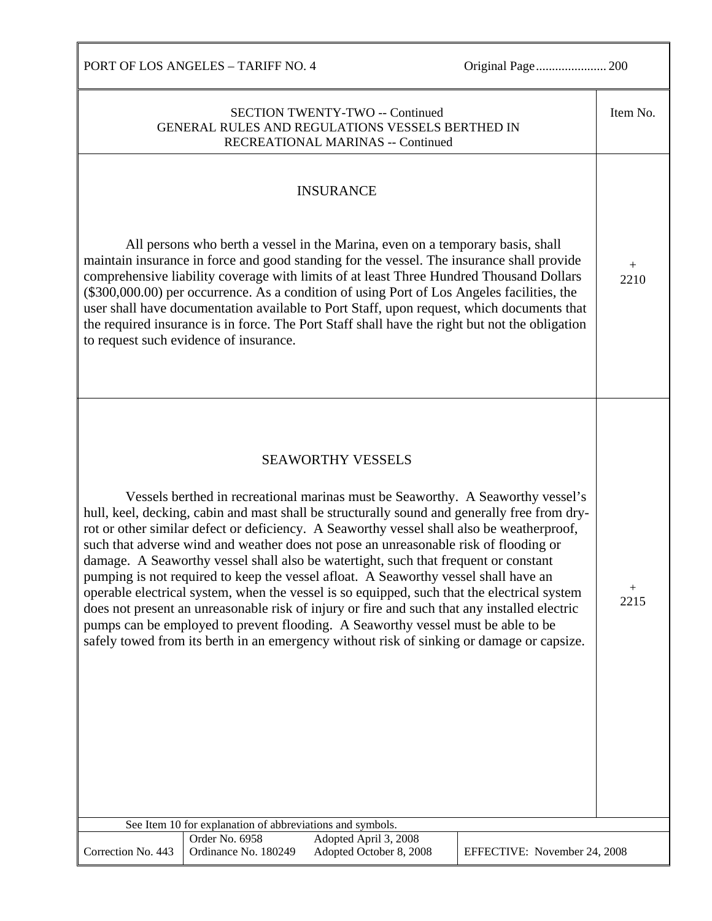SECTION TWENTY-TWO -- Continued
GENERAL RULES AND REGULATIONS VESSELS BERTHED IN RECREATIONAL MARINAS -- Continued

| | Item No. |
|---|---|
| **INSURANCE**<br><br>All persons who berth a vessel in the Marina, even on a temporary basis, shall maintain insurance in force and good standing for the vessel. The insurance shall provide comprehensive liability coverage with limits of at least Three Hundred Thousand Dollars ($300,000.00) per occurrence. As a condition of using Port of Los Angeles facilities, the user shall have documentation available to Port Staff, upon request, which documents that the required insurance is in force. The Port Staff shall have the right but not the obligation to request such evidence of insurance. | + 2210 |
| **SEAWORTHY VESSELS**<br><br>Vessels berthed in recreational marinas must be Seaworthy. A Seaworthy vessel's hull, keel, decking, cabin and mast shall be structurally sound and generally free from dry-rot or other similar defect or deficiency. A Seaworthy vessel shall also be weatherproof, such that adverse wind and weather does not pose an unreasonable risk of flooding or damage. A Seaworthy vessel shall also be watertight, such that frequent or constant pumping is not required to keep the vessel afloat. A Seaworthy vessel shall have an operable electrical system, when the vessel is so equipped, such that the electrical system does not present an unreasonable risk of injury or fire and such that any installed electric pumps can be employed to prevent flooding. A Seaworthy vessel must be able to be safely towed from its berth in an emergency without risk of sinking or damage or capsize. | + 2215 |

See Item 10 for explanation of abbreviations and symbols.

| Correction No. 443 | Order No. 6958<br>Ordinance No. 180249 | Adopted April 3, 2008<br>Adopted October 8, 2008 | EFFECTIVE: November 24, 2008 |
|---|---|---|---|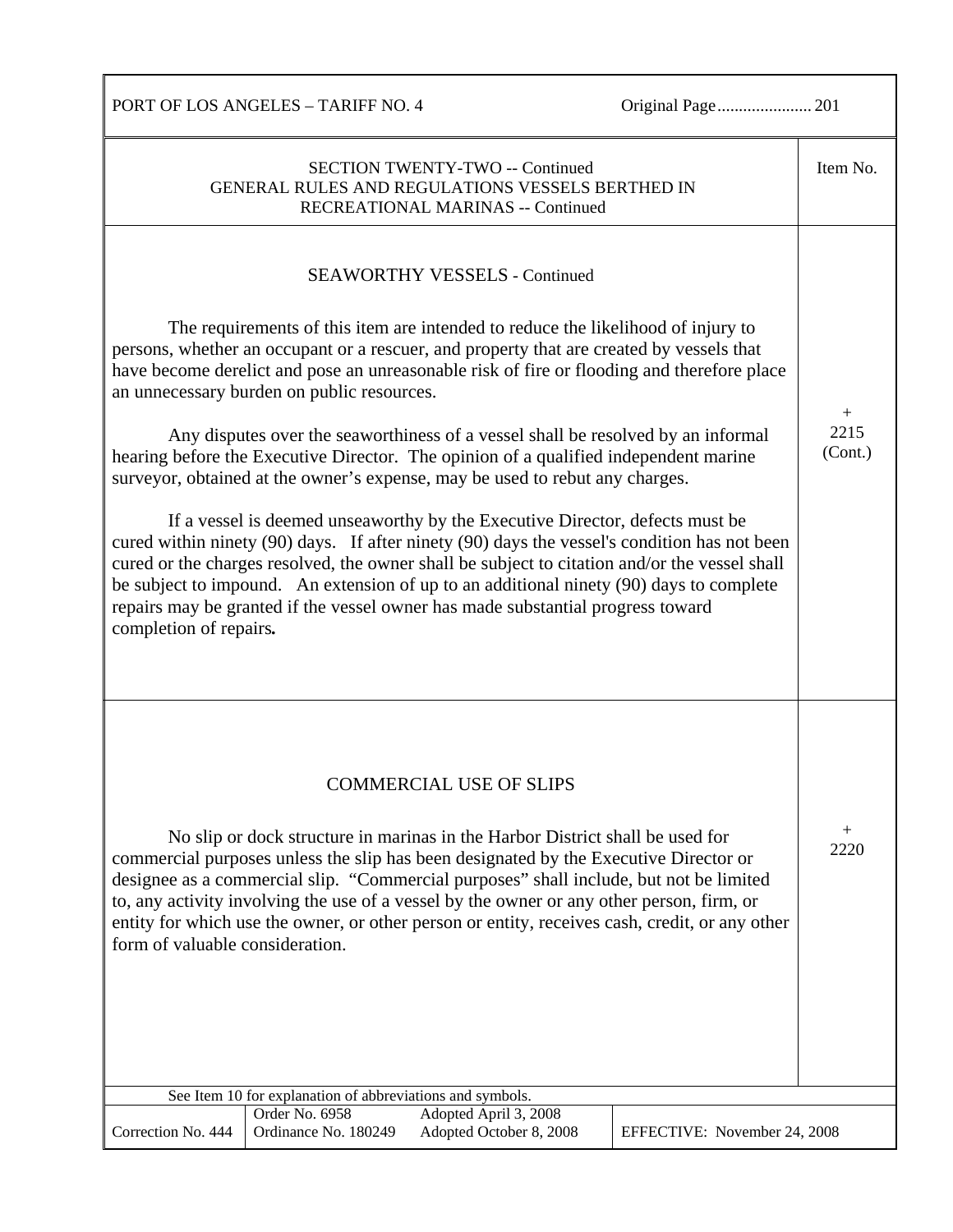SECTION TWENTY-TWO -- Continued
GENERAL RULES AND REGULATIONS VESSELS BERTHED IN RECREATIONAL MARINAS -- Continued

**Item No.**

### SEAWORTHY VESSELS - Continued

**Item No. + 2215 (Cont.)**

The requirements of this item are intended to reduce the likelihood of injury to persons, whether an occupant or a rescuer, and property that are created by vessels that have become derelict and pose an unreasonable risk of fire or flooding and therefore place an unnecessary burden on public resources.

Any disputes over the seaworthiness of a vessel shall be resolved by an informal hearing before the Executive Director. The opinion of a qualified independent marine surveyor, obtained at the owner's expense, may be used to rebut any charges.

If a vessel is deemed unseaworthy by the Executive Director, defects must be cured within ninety (90) days. If after ninety (90) days the vessel's condition has not been cured or the charges resolved, the owner shall be subject to citation and/or the vessel shall be subject to impound. An extension of up to an additional ninety (90) days to complete repairs may be granted if the vessel owner has made substantial progress toward completion of repairs**.**

### COMMERCIAL USE OF SLIPS

**Item No. + 2220**

No slip or dock structure in marinas in the Harbor District shall be used for commercial purposes unless the slip has been designated by the Executive Director or designee as a commercial slip. "Commercial purposes" shall include, but not be limited to, any activity involving the use of a vessel by the owner or any other person, firm, or entity for which use the owner, or other person or entity, receives cash, credit, or any other form of valuable consideration.

See Item 10 for explanation of abbreviations and symbols.

| Correction No. 444 | Order No. 6958<br>Ordinance No. 180249 | Adopted April 3, 2008<br>Adopted October 8, 2008 | EFFECTIVE: November 24, 2008 |
|---|---|---|---|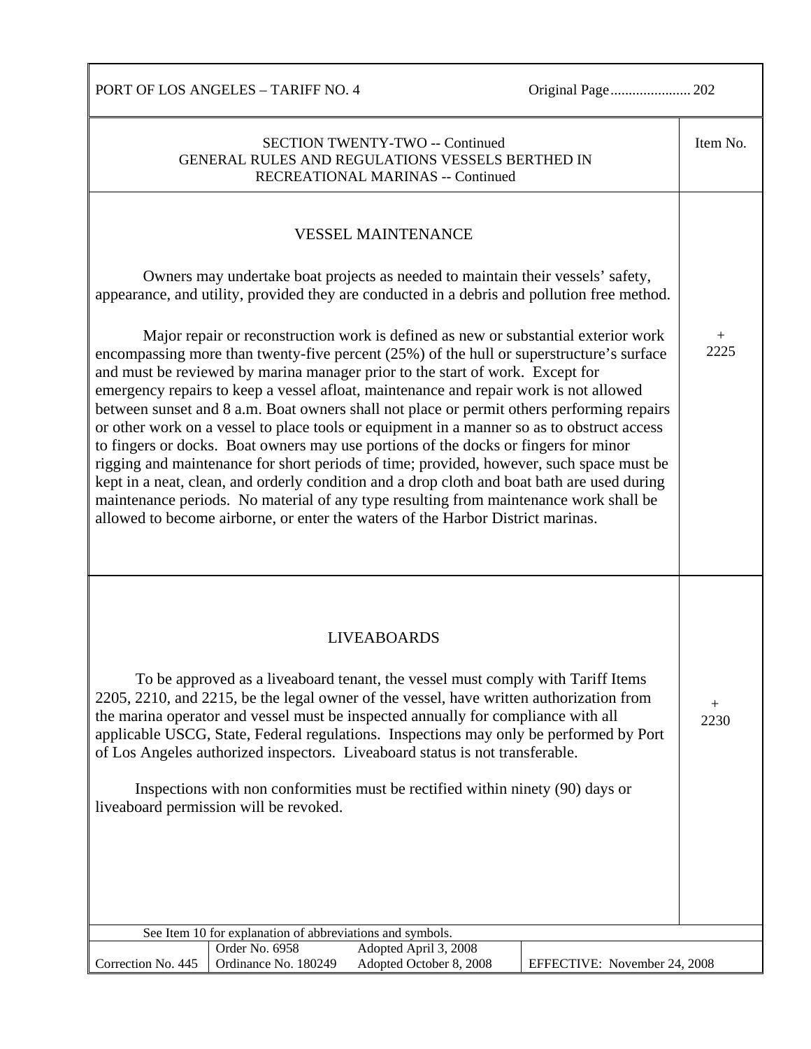SECTION TWENTY-TWO -- Continued
GENERAL RULES AND REGULATIONS VESSELS BERTHED IN RECREATIONAL MARINAS -- Continued

## VESSEL MAINTENANCE

Item No. + 2225

Owners may undertake boat projects as needed to maintain their vessels' safety, appearance, and utility, provided they are conducted in a debris and pollution free method.

Major repair or reconstruction work is defined as new or substantial exterior work encompassing more than twenty-five percent (25%) of the hull or superstructure's surface and must be reviewed by marina manager prior to the start of work. Except for emergency repairs to keep a vessel afloat, maintenance and repair work is not allowed between sunset and 8 a.m. Boat owners shall not place or permit others performing repairs or other work on a vessel to place tools or equipment in a manner so as to obstruct access to fingers or docks. Boat owners may use portions of the docks or fingers for minor rigging and maintenance for short periods of time; provided, however, such space must be kept in a neat, clean, and orderly condition and a drop cloth and boat bath are used during maintenance periods. No material of any type resulting from maintenance work shall be allowed to become airborne, or enter the waters of the Harbor District marinas.

## LIVEABOARDS

Item No. + 2230

To be approved as a liveaboard tenant, the vessel must comply with Tariff Items 2205, 2210, and 2215, be the legal owner of the vessel, have written authorization from the marina operator and vessel must be inspected annually for compliance with all applicable USCG, State, Federal regulations. Inspections may only be performed by Port of Los Angeles authorized inspectors. Liveaboard status is not transferable.

Inspections with non conformities must be rectified within ninety (90) days or liveaboard permission will be revoked.

See Item 10 for explanation of abbreviations and symbols.

| | | | |
|---|---|---|---|
| Correction No. 445 | Order No. 6958<br>Ordinance No. 180249 | Adopted April 3, 2008<br>Adopted October 8, 2008 | EFFECTIVE: November 24, 2008 |